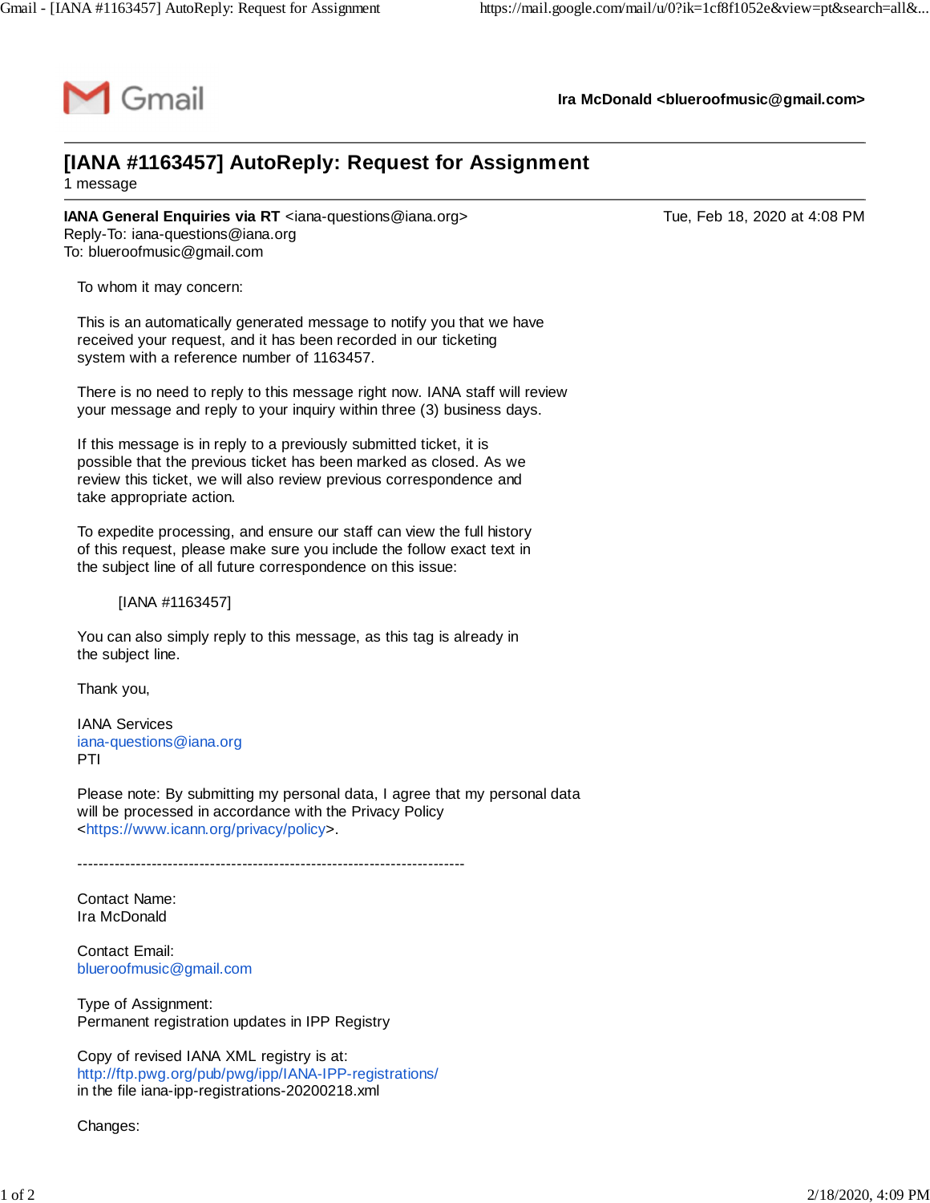Gmail

**Ira McDonald <blueroofmusic@gmail.com>**

---

# [IANA #1163457] AutoReply: Request for Assignment

1 message

---

**IANA General Enquiries via RT** <iana-questions@iana.org>
Reply-To: iana-questions@iana.org
To: blueroofmusic@gmail.com

Tue, Feb 18, 2020 at 4:08 PM

To whom it may concern:

This is an automatically generated message to notify you that we have received your request, and it has been recorded in our ticketing system with a reference number of 1163457.

There is no need to reply to this message right now. IANA staff will review your message and reply to your inquiry within three (3) business days.

If this message is in reply to a previously submitted ticket, it is possible that the previous ticket has been marked as closed. As we review this ticket, we will also review previous correspondence and take appropriate action.

To expedite processing, and ensure our staff can view the full history of this request, please make sure you include the follow exact text in the subject line of all future correspondence on this issue:

[IANA #1163457]

You can also simply reply to this message, as this tag is already in the subject line.

Thank you,

IANA Services
iana-questions@iana.org
PTI

Please note: By submitting my personal data, I agree that my personal data will be processed in accordance with the Privacy Policy <https://www.icann.org/privacy/policy>.

-------------------------------------------------------------------------

Contact Name:
Ira McDonald

Contact Email:
blueroofmusic@gmail.com

Type of Assignment:
Permanent registration updates in IPP Registry

Copy of revised IANA XML registry is at:
http://ftp.pwg.org/pub/pwg/ipp/IANA-IPP-registrations/
in the file iana-ipp-registrations-20200218.xml

Changes: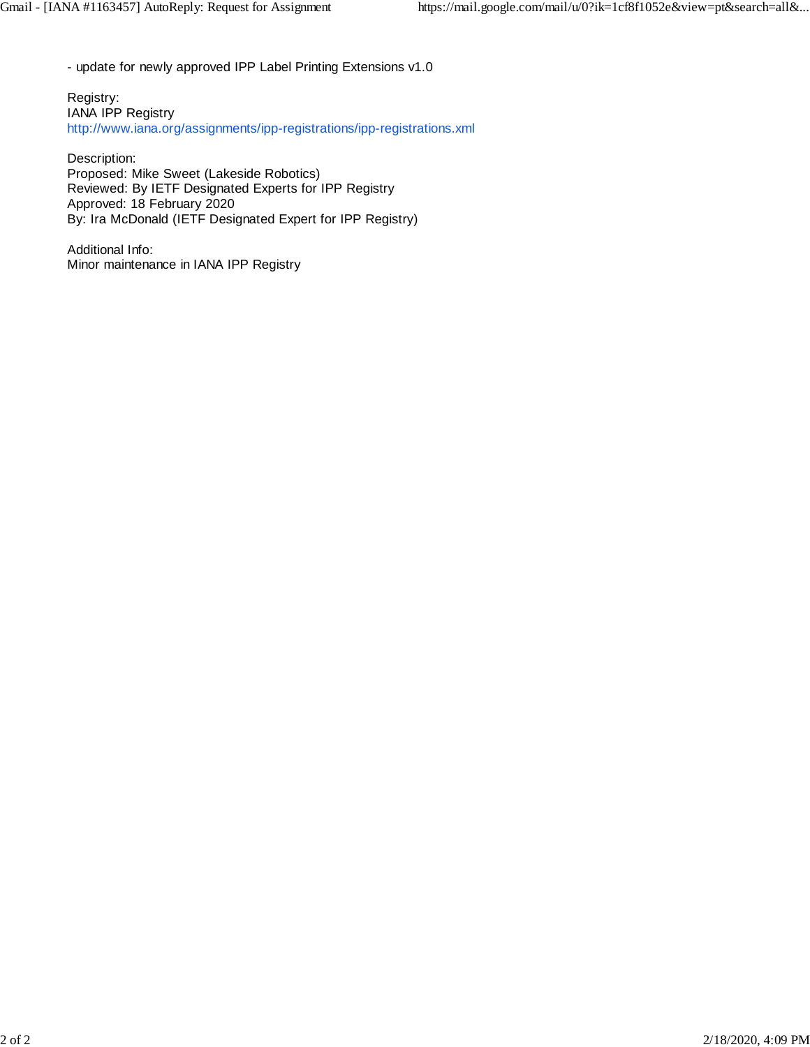- update for newly approved IPP Label Printing Extensions v1.0

Registry:
IANA IPP Registry
http://www.iana.org/assignments/ipp-registrations/ipp-registrations.xml

Description:
Proposed: Mike Sweet (Lakeside Robotics)
Reviewed: By IETF Designated Experts for IPP Registry
Approved: 18 February 2020
By: Ira McDonald (IETF Designated Expert for IPP Registry)

Additional Info:
Minor maintenance in IANA IPP Registry